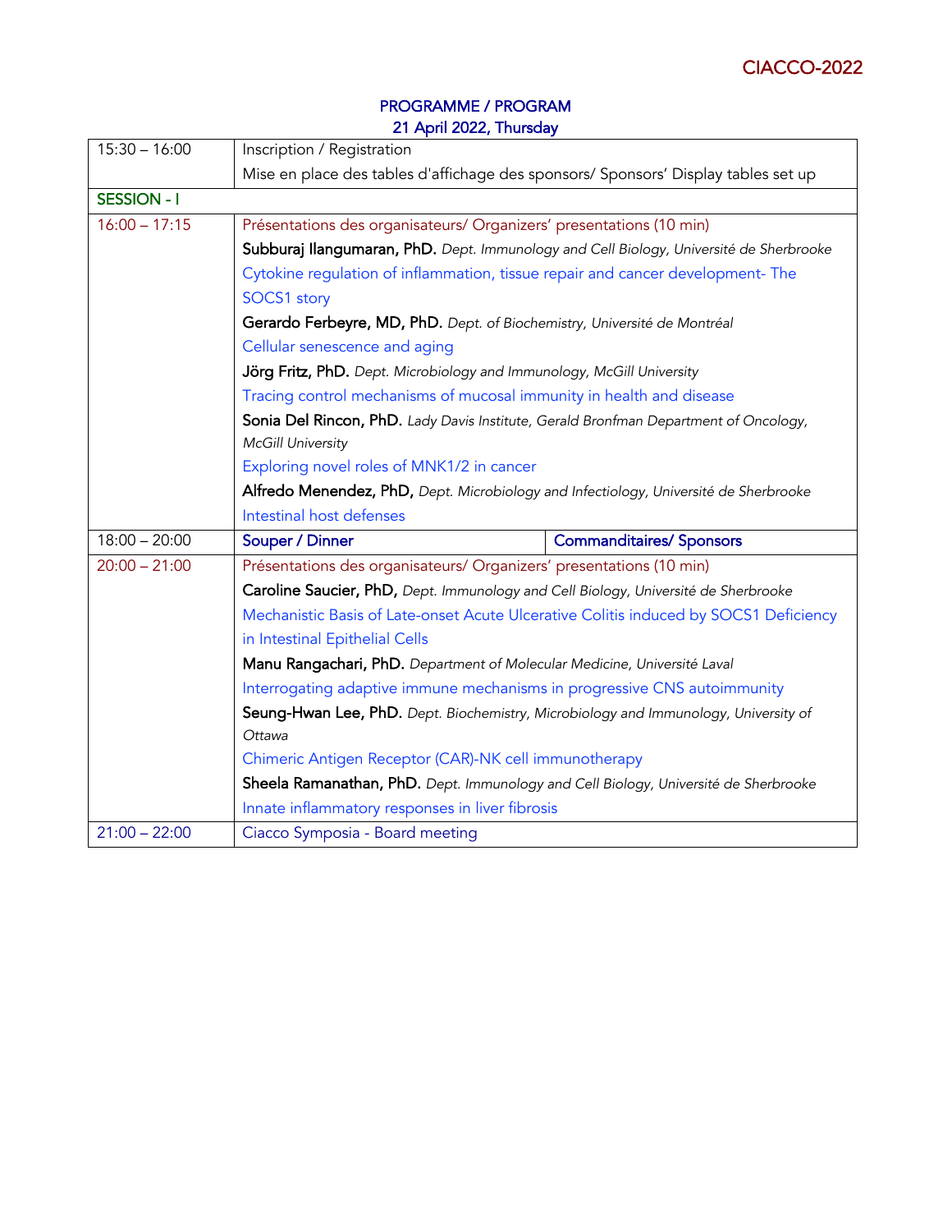CIACCO-2022

## PROGRAMME / PROGRAM
## 21 April 2022, Thursday

| | | |
|---|---|---|
| 15:30 – 16:00 | Inscription / Registration<br>Mise en place des tables d'affichage des sponsors/ Sponsors' Display tables set up | |
| **SESSION - I** | | |
| 16:00 – 17:15 | Présentations des organisateurs/ Organizers' presentations (10 min)<br>**Subburaj Ilangumaran, PhD.** *Dept. Immunology and Cell Biology, Université de Sherbrooke*<br>Cytokine regulation of inflammation, tissue repair and cancer development- The SOCS1 story<br>**Gerardo Ferbeyre, MD, PhD.** *Dept. of Biochemistry, Université de Montréal*<br>Cellular senescence and aging<br>**Jörg Fritz, PhD.** *Dept. Microbiology and Immunology, McGill University*<br>Tracing control mechanisms of mucosal immunity in health and disease<br>**Sonia Del Rincon, PhD.** *Lady Davis Institute, Gerald Bronfman Department of Oncology, McGill University*<br>Exploring novel roles of MNK1/2 in cancer<br>**Alfredo Menendez, PhD,** *Dept. Microbiology and Infectiology, Université de Sherbrooke*<br>Intestinal host defenses | |
| 18:00 – 20:00 | **Souper / Dinner** | **Commanditaires/ Sponsors** |
| 20:00 – 21:00 | Présentations des organisateurs/ Organizers' presentations (10 min)<br>**Caroline Saucier, PhD,** *Dept. Immunology and Cell Biology, Université de Sherbrooke*<br>Mechanistic Basis of Late-onset Acute Ulcerative Colitis induced by SOCS1 Deficiency in Intestinal Epithelial Cells<br>**Manu Rangachari, PhD.** *Department of Molecular Medicine, Université Laval*<br>Interrogating adaptive immune mechanisms in progressive CNS autoimmunity<br>**Seung-Hwan Lee, PhD.** *Dept. Biochemistry, Microbiology and Immunology, University of Ottawa*<br>Chimeric Antigen Receptor (CAR)-NK cell immunotherapy<br>**Sheela Ramanathan, PhD.** *Dept. Immunology and Cell Biology, Université de Sherbrooke*<br>Innate inflammatory responses in liver fibrosis | |
| 21:00 – 22:00 | Ciacco Symposia - Board meeting | |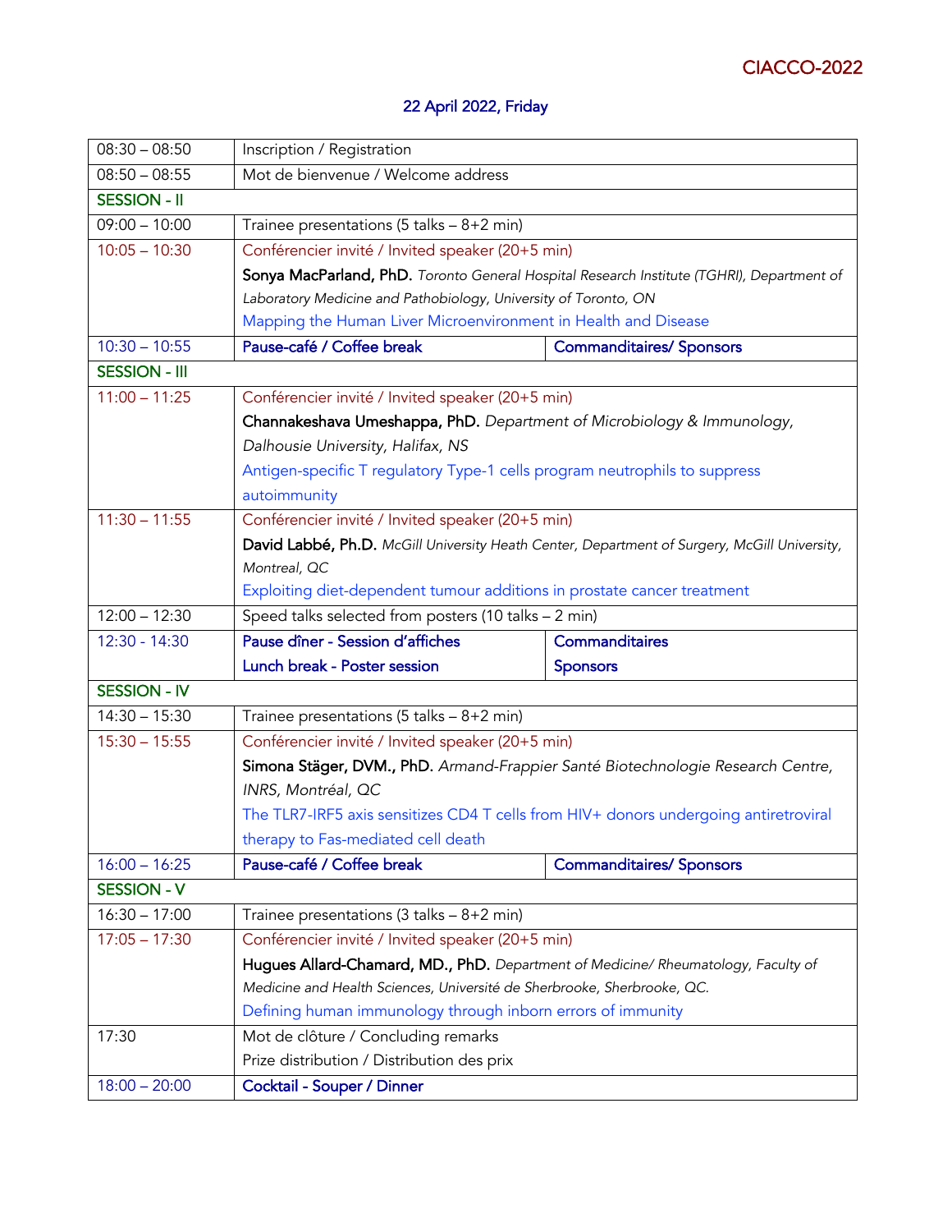CIACCO-2022

## 22 April 2022, Friday

| | | |
|---|---|---|
| 08:30 – 08:50 | Inscription / Registration | |
| 08:50 – 08:55 | Mot de bienvenue / Welcome address | |
| **SESSION - II** | | |
| 09:00 – 10:00 | Trainee presentations (5 talks – 8+2 min) | |
| 10:05 – 10:30 | Conférencier invité / Invited speaker (20+5 min)<br>**Sonya MacParland, PhD.** *Toronto General Hospital Research Institute (TGHRI), Department of Laboratory Medicine and Pathobiology, University of Toronto, ON*<br>Mapping the Human Liver Microenvironment in Health and Disease | |
| 10:30 – 10:55 | **Pause-café / Coffee break** | **Commanditaires/ Sponsors** |
| **SESSION - III** | | |
| 11:00 – 11:25 | Conférencier invité / Invited speaker (20+5 min)<br>**Channakeshava Umeshappa, PhD.** *Department of Microbiology & Immunology, Dalhousie University, Halifax, NS*<br>Antigen-specific T regulatory Type-1 cells program neutrophils to suppress autoimmunity | |
| 11:30 – 11:55 | Conférencier invité / Invited speaker (20+5 min)<br>**David Labbé, Ph.D.** *McGill University Heath Center, Department of Surgery, McGill University, Montreal, QC*<br>Exploiting diet-dependent tumour additions in prostate cancer treatment | |
| 12:00 – 12:30 | Speed talks selected from posters (10 talks – 2 min) | |
| 12:30 - 14:30 | **Pause dîner - Session d'affiches**<br>**Lunch break - Poster session** | **Commanditaires**<br>**Sponsors** |
| **SESSION - IV** | | |
| 14:30 – 15:30 | Trainee presentations (5 talks – 8+2 min) | |
| 15:30 – 15:55 | Conférencier invité / Invited speaker (20+5 min)<br>**Simona Stäger, DVM., PhD.** *Armand-Frappier Santé Biotechnologie Research Centre, INRS, Montréal, QC*<br>The TLR7-IRF5 axis sensitizes CD4 T cells from HIV+ donors undergoing antiretroviral therapy to Fas-mediated cell death | |
| 16:00 – 16:25 | **Pause-café / Coffee break** | **Commanditaires/ Sponsors** |
| **SESSION - V** | | |
| 16:30 – 17:00 | Trainee presentations (3 talks – 8+2 min) | |
| 17:05 – 17:30 | Conférencier invité / Invited speaker (20+5 min)<br>**Hugues Allard-Chamard, MD., PhD.** *Department of Medicine/ Rheumatology, Faculty of Medicine and Health Sciences, Université de Sherbrooke, Sherbrooke, QC.*<br>Defining human immunology through inborn errors of immunity | |
| 17:30 | Mot de clôture / Concluding remarks<br>Prize distribution / Distribution des prix | |
| 18:00 – 20:00 | **Cocktail - Souper / Dinner** | |